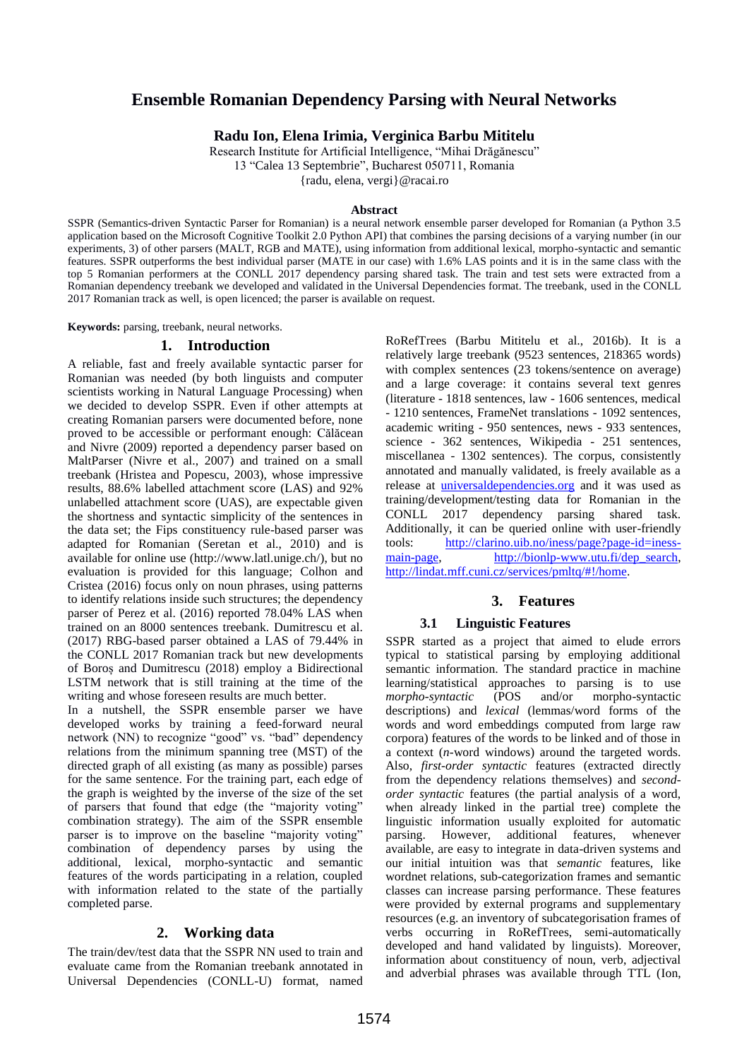# Ensemble Romanian Dependency Parsing with Neural Networks

**Radu Ion, Elena Irimia, Verginica Barbu Mititelu**

Research Institute for Artificial Intelligence, "Mihai Drăgănescu"
13 "Calea 13 Septembrie", Bucharest 050711, Romania
{radu, elena, vergi}@racai.ro

### Abstract

SSPR (Semantics-driven Syntactic Parser for Romanian) is a neural network ensemble parser developed for Romanian (a Python 3.5 application based on the Microsoft Cognitive Toolkit 2.0 Python API) that combines the parsing decisions of a varying number (in our experiments, 3) of other parsers (MALT, RGB and MATE), using information from additional lexical, morpho-syntactic and semantic features. SSPR outperforms the best individual parser (MATE in our case) with 1.6% LAS points and it is in the same class with the top 5 Romanian performers at the CONLL 2017 dependency parsing shared task. The train and test sets were extracted from a Romanian dependency treebank we developed and validated in the Universal Dependencies format. The treebank, used in the CONLL 2017 Romanian track as well, is open licenced; the parser is available on request.

**Keywords:** parsing, treebank, neural networks.

## 1. Introduction

A reliable, fast and freely available syntactic parser for Romanian was needed (by both linguists and computer scientists working in Natural Language Processing) when we decided to develop SSPR. Even if other attempts at creating Romanian parsers were documented before, none proved to be accessible or performant enough: Călăcean and Nivre (2009) reported a dependency parser based on MaltParser (Nivre et al., 2007) and trained on a small treebank (Hristea and Popescu, 2003), whose impressive results, 88.6% labelled attachment score (LAS) and 92% unlabelled attachment score (UAS), are expectable given the shortness and syntactic simplicity of the sentences in the data set; the Fips constituency rule-based parser was adapted for Romanian (Seretan et al., 2010) and is available for online use (http://www.latl.unige.ch/), but no evaluation is provided for this language; Colhon and Cristea (2016) focus only on noun phrases, using patterns to identify relations inside such structures; the dependency parser of Perez et al. (2016) reported 78.04% LAS when trained on an 8000 sentences treebank. Dumitrescu et al. (2017) RBG-based parser obtained a LAS of 79.44% in the CONLL 2017 Romanian track but new developments of Boroș and Dumitrescu (2018) employ a Bidirectional LSTM network that is still training at the time of the writing and whose foreseen results are much better.

In a nutshell, the SSPR ensemble parser we have developed works by training a feed-forward neural network (NN) to recognize "good" vs. "bad" dependency relations from the minimum spanning tree (MST) of the directed graph of all existing (as many as possible) parses for the same sentence. For the training part, each edge of the graph is weighted by the inverse of the size of the set of parsers that found that edge (the "majority voting" combination strategy). The aim of the SSPR ensemble parser is to improve on the baseline "majority voting" combination of dependency parses by using the additional, lexical, morpho-syntactic and semantic features of the words participating in a relation, coupled with information related to the state of the partially completed parse.

## 2. Working data

The train/dev/test data that the SSPR NN used to train and evaluate came from the Romanian treebank annotated in Universal Dependencies (CONLL-U) format, named RoRefTrees (Barbu Mititelu et al., 2016b). It is a relatively large treebank (9523 sentences, 218365 words) with complex sentences (23 tokens/sentence on average) and a large coverage: it contains several text genres (literature - 1818 sentences, law - 1606 sentences, medical - 1210 sentences, FrameNet translations - 1092 sentences, academic writing - 950 sentences, news - 933 sentences, science - 362 sentences, Wikipedia - 251 sentences, miscellanea - 1302 sentences). The corpus, consistently annotated and manually validated, is freely available as a release at universaldependencies.org and it was used as training/development/testing data for Romanian in the CONLL 2017 dependency parsing shared task. Additionally, it can be queried online with user-friendly tools: http://clarino.uib.no/iness/page?page-id=iness-main-page, http://bionlp-www.utu.fi/dep_search, http://lindat.mff.cuni.cz/services/pmltq/#!/home.

## 3. Features

### 3.1 Linguistic Features

SSPR started as a project that aimed to elude errors typical to statistical parsing by employing additional semantic information. The standard practice in machine learning/statistical approaches to parsing is to use *morpho-syntactic* (POS and/or morpho-syntactic descriptions) and *lexical* (lemmas/word forms of the words and word embeddings computed from large raw corpora) features of the words to be linked and of those in a context (*n*-word windows) around the targeted words. Also, *first-order syntactic* features (extracted directly from the dependency relations themselves) and *second-order syntactic* features (the partial analysis of a word, when already linked in the partial tree) complete the linguistic information usually exploited for automatic parsing. However, additional features, whenever available, are easy to integrate in data-driven systems and our initial intuition was that *semantic* features, like wordnet relations, sub-categorization frames and semantic classes can increase parsing performance. These features were provided by external programs and supplementary resources (e.g. an inventory of subcategorisation frames of verbs occurring in RoRefTrees, semi-automatically developed and hand validated by linguists). Moreover, information about constituency of noun, verb, adjectival and adverbial phrases was available through TTL (Ion,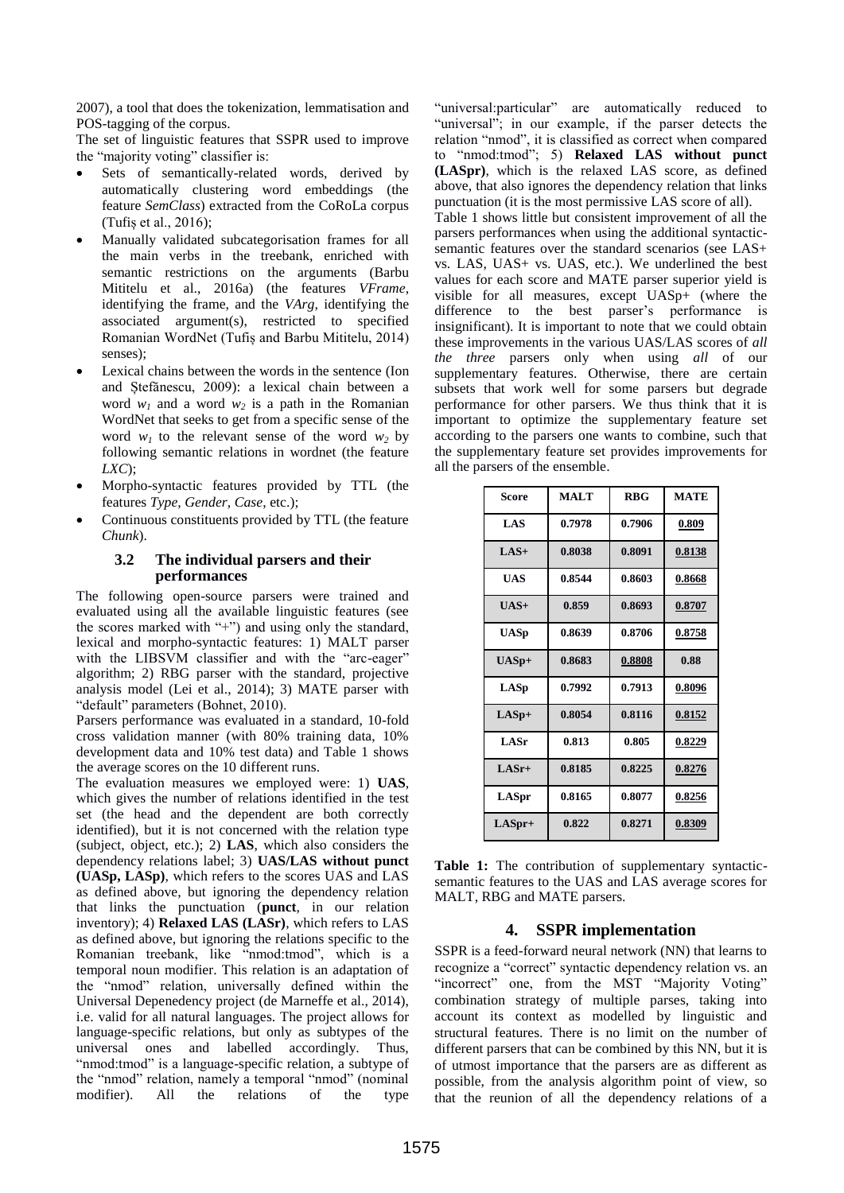2007), a tool that does the tokenization, lemmatisation and POS-tagging of the corpus.

The set of linguistic features that SSPR used to improve the "majority voting" classifier is:

- Sets of semantically-related words, derived by automatically clustering word embeddings (the feature *SemClass*) extracted from the CoRoLa corpus (Tufiș et al., 2016);
- Manually validated subcategorisation frames for all the main verbs in the treebank, enriched with semantic restrictions on the arguments (Barbu Mititelu et al., 2016a) (the features *VFrame*, identifying the frame, and the *VArg*, identifying the associated argument(s), restricted to specified Romanian WordNet (Tufiș and Barbu Mititelu, 2014) senses);
- Lexical chains between the words in the sentence (Ion and Ștefănescu, 2009): a lexical chain between a word $w_1$ and a word $w_2$ is a path in the Romanian WordNet that seeks to get from a specific sense of the word $w_1$ to the relevant sense of the word $w_2$ by following semantic relations in wordnet (the feature *LXC*);
- Morpho-syntactic features provided by TTL (the features *Type, Gender, Case*, etc.);
- Continuous constituents provided by TTL (the feature *Chunk*).

### 3.2 The individual parsers and their performances

The following open-source parsers were trained and evaluated using all the available linguistic features (see the scores marked with "+") and using only the standard, lexical and morpho-syntactic features: 1) MALT parser with the LIBSVM classifier and with the "arc-eager" algorithm; 2) RBG parser with the standard, projective analysis model (Lei et al., 2014); 3) MATE parser with "default" parameters (Bohnet, 2010).

Parsers performance was evaluated in a standard, 10-fold cross validation manner (with 80% training data, 10% development data and 10% test data) and Table 1 shows the average scores on the 10 different runs.

The evaluation measures we employed were: 1) **UAS**, which gives the number of relations identified in the test set (the head and the dependent are both correctly identified), but it is not concerned with the relation type (subject, object, etc.); 2) **LAS**, which also considers the dependency relations label; 3) **UAS/LAS without punct (UASp, LASp)**, which refers to the scores UAS and LAS as defined above, but ignoring the dependency relation that links the punctuation (**punct**, in our relation inventory); 4) **Relaxed LAS (LASr)**, which refers to LAS as defined above, but ignoring the relations specific to the Romanian treebank, like "nmod:tmod", which is a temporal noun modifier. This relation is an adaptation of the "nmod" relation, universally defined within the Universal Depenedency project (de Marneffe et al., 2014), i.e. valid for all natural languages. The project allows for language-specific relations, but only as subtypes of the universal ones and labelled accordingly. Thus, "nmod:tmod" is a language-specific relation, a subtype of the "nmod" relation, namely a temporal "nmod" (nominal modifier). All the relations of the type "universal:particular" are automatically reduced to "universal"; in our example, if the parser detects the relation "nmod", it is classified as correct when compared to "nmod:tmod"; 5) **Relaxed LAS without punct (LASpr)**, which is the relaxed LAS score, as defined above, that also ignores the dependency relation that links punctuation (it is the most permissive LAS score of all).

Table 1 shows little but consistent improvement of all the parsers performances when using the additional syntactic-semantic features over the standard scenarios (see LAS+ vs. LAS, UAS+ vs. UAS, etc.). We underlined the best values for each score and MATE parser superior yield is visible for all measures, except UASp+ (where the difference to the best parser's performance is insignificant). It is important to note that we could obtain these improvements in the various UAS/LAS scores of *all the three* parsers only when using *all* of our supplementary features. Otherwise, there are certain subsets that work well for some parsers but degrade performance for other parsers. We thus think that it is important to optimize the supplementary feature set according to the parsers one wants to combine, such that the supplementary feature set provides improvements for all the parsers of the ensemble.

| Score | MALT | RBG | MATE |
|---|---|---|---|
| LAS | 0.7978 | 0.7906 | 0.809 |
| LAS+ | 0.8038 | 0.8091 | 0.8138 |
| UAS | 0.8544 | 0.8603 | 0.8668 |
| UAS+ | 0.859 | 0.8693 | 0.8707 |
| UASp | 0.8639 | 0.8706 | 0.8758 |
| UASp+ | 0.8683 | 0.8808 | 0.88 |
| LASp | 0.7992 | 0.7913 | 0.8096 |
| LASp+ | 0.8054 | 0.8116 | 0.8152 |
| LASr | 0.813 | 0.805 | 0.8229 |
| LASr+ | 0.8185 | 0.8225 | 0.8276 |
| LASpr | 0.8165 | 0.8077 | 0.8256 |
| LASpr+ | 0.822 | 0.8271 | 0.8309 |

**Table 1:** The contribution of supplementary syntactic-semantic features to the UAS and LAS average scores for MALT, RBG and MATE parsers.

## 4. SSPR implementation

SSPR is a feed-forward neural network (NN) that learns to recognize a "correct" syntactic dependency relation vs. an "incorrect" one, from the MST "Majority Voting" combination strategy of multiple parses, taking into account its context as modelled by linguistic and structural features. There is no limit on the number of different parsers that can be combined by this NN, but it is of utmost importance that the parsers are as different as possible, from the analysis algorithm point of view, so that the reunion of all the dependency relations of a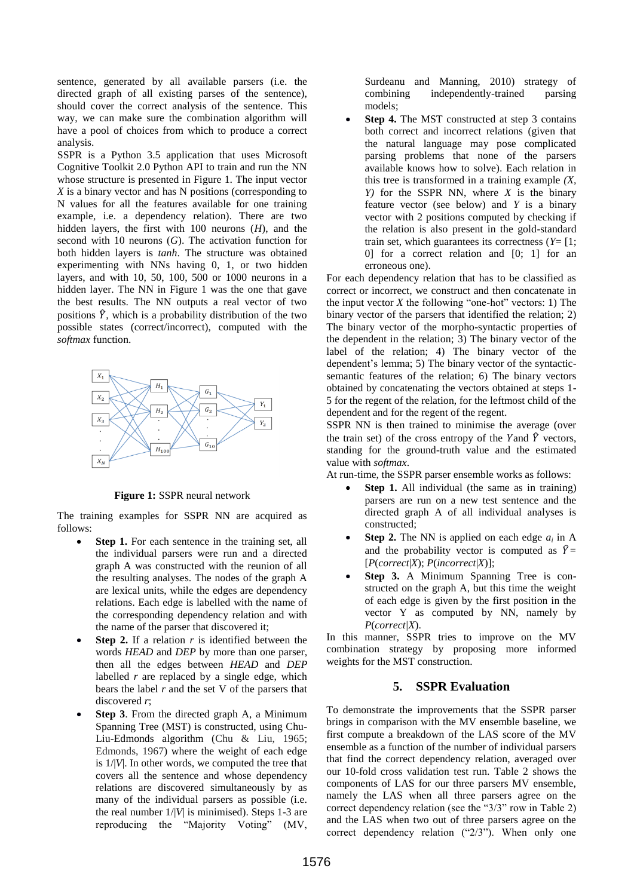sentence, generated by all available parsers (i.e. the directed graph of all existing parses of the sentence), should cover the correct analysis of the sentence. This way, we can make sure the combination algorithm will have a pool of choices from which to produce a correct analysis.

SSPR is a Python 3.5 application that uses Microsoft Cognitive Toolkit 2.0 Python API to train and run the NN whose structure is presented in Figure 1. The input vector $X$ is a binary vector and has N positions (corresponding to N values for all the features available for one training example, i.e. a dependency relation). There are two hidden layers, the first with 100 neurons ($H$), and the second with 10 neurons ($G$). The activation function for both hidden layers is *tanh*. The structure was obtained experimenting with NNs having 0, 1, or two hidden layers, and with 10, 50, 100, 500 or 1000 neurons in a hidden layer. The NN in Figure 1 was the one that gave the best results. The NN outputs a real vector of two positions $\hat{Y}$, which is a probability distribution of the two possible states (correct/incorrect), computed with the *softmax* function.

**Figure 1:** SSPR neural network

The training examples for SSPR NN are acquired as follows:

- **Step 1.** For each sentence in the training set, all the individual parsers were run and a directed graph A was constructed with the reunion of all the resulting analyses. The nodes of the graph A are lexical units, while the edges are dependency relations. Each edge is labelled with the name of the corresponding dependency relation and with the name of the parser that discovered it;
- **Step 2.** If a relation $r$ is identified between the words *HEAD* and *DEP* by more than one parser, then all the edges between *HEAD* and *DEP* labelled $r$ are replaced by a single edge, which bears the label $r$ and the set V of the parsers that discovered $r$;
- **Step 3**. From the directed graph A, a Minimum Spanning Tree (MST) is constructed, using Chu-Liu-Edmonds algorithm (Chu & Liu, 1965; Edmonds, 1967) where the weight of each edge is $1/|V|$. In other words, we computed the tree that covers all the sentence and whose dependency relations are discovered simultaneously by as many of the individual parsers as possible (i.e. the real number $1/|V|$ is minimised). Steps 1-3 are reproducing the "Majority Voting" (MV, Surdeanu and Manning, 2010) strategy of combining independently-trained parsing models;
- **Step 4.** The MST constructed at step 3 contains both correct and incorrect relations (given that the natural language may pose complicated parsing problems that none of the parsers available knows how to solve). Each relation in this tree is transformed in a training example *(X, Y)* for the SSPR NN, where $X$ is the binary feature vector (see below) and $Y$ is a binary vector with 2 positions computed by checking if the relation is also present in the gold-standard train set, which guarantees its correctness ($Y$= [1; 0] for a correct relation and [0; 1] for an erroneous one).

For each dependency relation that has to be classified as correct or incorrect, we construct and then concatenate in the input vector $X$ the following "one-hot" vectors: 1) The binary vector of the parsers that identified the relation; 2) The binary vector of the morpho-syntactic properties of the dependent in the relation; 3) The binary vector of the label of the relation; 4) The binary vector of the dependent's lemma; 5) The binary vector of the syntactic-semantic features of the relation; 6) The binary vectors obtained by concatenating the vectors obtained at steps 1-5 for the regent of the relation, for the leftmost child of the dependent and for the regent of the regent.

SSPR NN is then trained to minimise the average (over the train set) of the cross entropy of the $Y$and $\hat{Y}$ vectors, standing for the ground-truth value and the estimated value with *softmax*.

At run-time, the SSPR parser ensemble works as follows:

- **Step 1.** All individual (the same as in training) parsers are run on a new test sentence and the directed graph A of all individual analyses is constructed;
- **Step 2.** The NN is applied on each edge $a_i$ in A and the probability vector is computed as $\hat{Y}$ = [$P$(*correct*|$X$); $P$(*incorrect*|$X$)];
- **Step 3.** A Minimum Spanning Tree is constructed on the graph A, but this time the weight of each edge is given by the first position in the vector Y as computed by NN, namely by $P$(*correct*|$X$).

In this manner, SSPR tries to improve on the MV combination strategy by proposing more informed weights for the MST construction.

## 5. SSPR Evaluation

To demonstrate the improvements that the SSPR parser brings in comparison with the MV ensemble baseline, we first compute a breakdown of the LAS score of the MV ensemble as a function of the number of individual parsers that find the correct dependency relation, averaged over our 10-fold cross validation test run. Table 2 shows the components of LAS for our three parsers MV ensemble, namely the LAS when all three parsers agree on the correct dependency relation (see the "3/3" row in Table 2) and the LAS when two out of three parsers agree on the correct dependency relation ("2/3"). When only one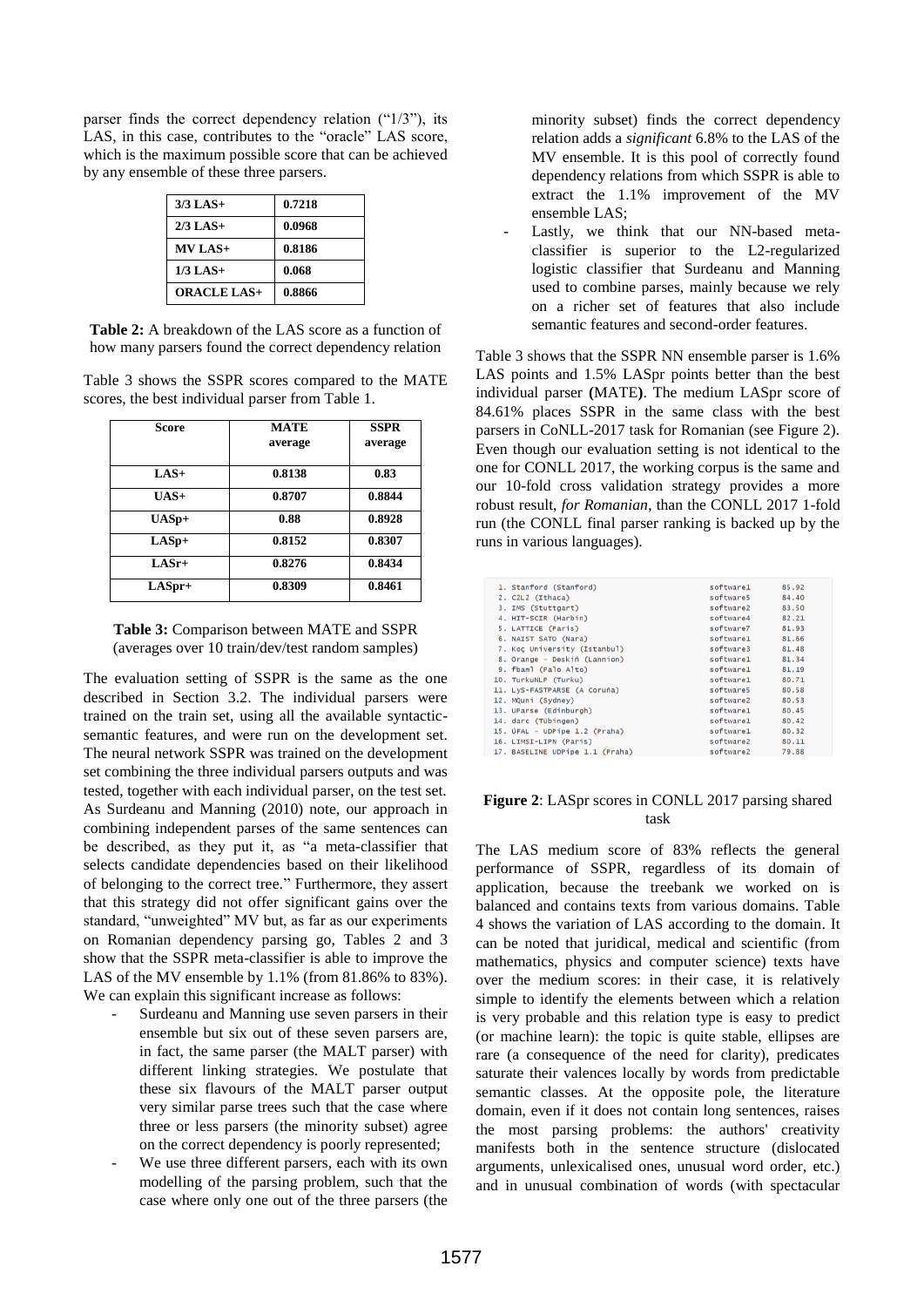parser finds the correct dependency relation ("1/3"), its LAS, in this case, contributes to the "oracle" LAS score, which is the maximum possible score that can be achieved by any ensemble of these three parsers.

| | |
|---|---|
| **3/3 LAS+** | **0.7218** |
| **2/3 LAS+** | **0.0968** |
| **MV LAS+** | **0.8186** |
| **1/3 LAS+** | **0.068** |
| **ORACLE LAS+** | **0.8866** |

**Table 2:** A breakdown of the LAS score as a function of how many parsers found the correct dependency relation

Table 3 shows the SSPR scores compared to the MATE scores, the best individual parser from Table 1.

| Score | MATE average | SSPR average |
|---|---|---|
| **LAS+** | **0.8138** | **0.83** |
| **UAS+** | **0.8707** | **0.8844** |
| **UASp+** | **0.88** | **0.8928** |
| **LASp+** | **0.8152** | **0.8307** |
| **LASr+** | **0.8276** | **0.8434** |
| **LASpr+** | **0.8309** | **0.8461** |

**Table 3:** Comparison between MATE and SSPR (averages over 10 train/dev/test random samples)

The evaluation setting of SSPR is the same as the one described in Section 3.2. The individual parsers were trained on the train set, using all the available syntactic-semantic features, and were run on the development set. The neural network SSPR was trained on the development set combining the three individual parsers outputs and was tested, together with each individual parser, on the test set. As Surdeanu and Manning (2010) note, our approach in combining independent parses of the same sentences can be described, as they put it, as "a meta-classifier that selects candidate dependencies based on their likelihood of belonging to the correct tree." Furthermore, they assert that this strategy did not offer significant gains over the standard, "unweighted" MV but, as far as our experiments on Romanian dependency parsing go, Tables 2 and 3 show that the SSPR meta-classifier is able to improve the LAS of the MV ensemble by 1.1% (from 81.86% to 83%). We can explain this significant increase as follows:

- Surdeanu and Manning use seven parsers in their ensemble but six out of these seven parsers are, in fact, the same parser (the MALT parser) with different linking strategies. We postulate that these six flavours of the MALT parser output very similar parse trees such that the case where three or less parsers (the minority subset) agree on the correct dependency is poorly represented;
- We use three different parsers, each with its own modelling of the parsing problem, such that the case where only one out of the three parsers (the minority subset) finds the correct dependency relation adds a *significant* 6.8% to the LAS of the MV ensemble. It is this pool of correctly found dependency relations from which SSPR is able to extract the 1.1% improvement of the MV ensemble LAS;
- Lastly, we think that our NN-based meta-classifier is superior to the L2-regularized logistic classifier that Surdeanu and Manning used to combine parses, mainly because we rely on a richer set of features that also include semantic features and second-order features.

Table 3 shows that the SSPR NN ensemble parser is 1.6% LAS points and 1.5% LASpr points better than the best individual parser **(**MATE**)**. The medium LASpr score of 84.61% places SSPR in the same class with the best parsers in CoNLL-2017 task for Romanian (see Figure 2). Even though our evaluation setting is not identical to the one for CONLL 2017, the working corpus is the same and our 10-fold cross validation strategy provides a more robust result, *for Romanian*, than the CONLL 2017 1-fold run (the CONLL final parser ranking is backed up by the runs in various languages).

| | | |
|---|---|---|
| 1. Stanford (Stanford) | software1 | 85.92 |
| 2. C2L2 (Ithaca) | software5 | 84.40 |
| 3. IMS (Stuttgart) | software2 | 83.50 |
| 4. HIT-SCIR (Harbin) | software4 | 82.21 |
| 5. LATTICE (Paris) | software7 | 81.93 |
| 6. NAIST SATO (Nara) | software1 | 81.66 |
| 7. Koç University (Istanbul) | software3 | 81.48 |
| 8. Orange - Deskiñ (Lannion) | software1 | 81.34 |
| 9. fbaml (Palo Alto) | software1 | 81.19 |
| 10. TurkuNLP (Turku) | software1 | 80.71 |
| 11. LyS-FASTPARSE (A Coruña) | software5 | 80.58 |
| 12. MQuni (Sydney) | software2 | 80.53 |
| 13. UParse (Edinburgh) | software1 | 80.45 |
| 14. darc (Tübingen) | software1 | 80.42 |
| 15. ÚFAL - UDPipe 1.2 (Praha) | software1 | 80.32 |
| 16. LIMSI-LIPN (Paris) | software2 | 80.11 |
| 17. BASELINE UDPipe 1.1 (Praha) | software2 | 79.88 |

**Figure 2**: LASpr scores in CONLL 2017 parsing shared task

The LAS medium score of 83% reflects the general performance of SSPR, regardless of its domain of application, because the treebank we worked on is balanced and contains texts from various domains. Table 4 shows the variation of LAS according to the domain. It can be noted that juridical, medical and scientific (from mathematics, physics and computer science) texts have over the medium scores: in their case, it is relatively simple to identify the elements between which a relation is very probable and this relation type is easy to predict (or machine learn): the topic is quite stable, ellipses are rare (a consequence of the need for clarity), predicates saturate their valences locally by words from predictable semantic classes. At the opposite pole, the literature domain, even if it does not contain long sentences, raises the most parsing problems: the authors' creativity manifests both in the sentence structure (dislocated arguments, unlexicalised ones, unusual word order, etc.) and in unusual combination of words (with spectacular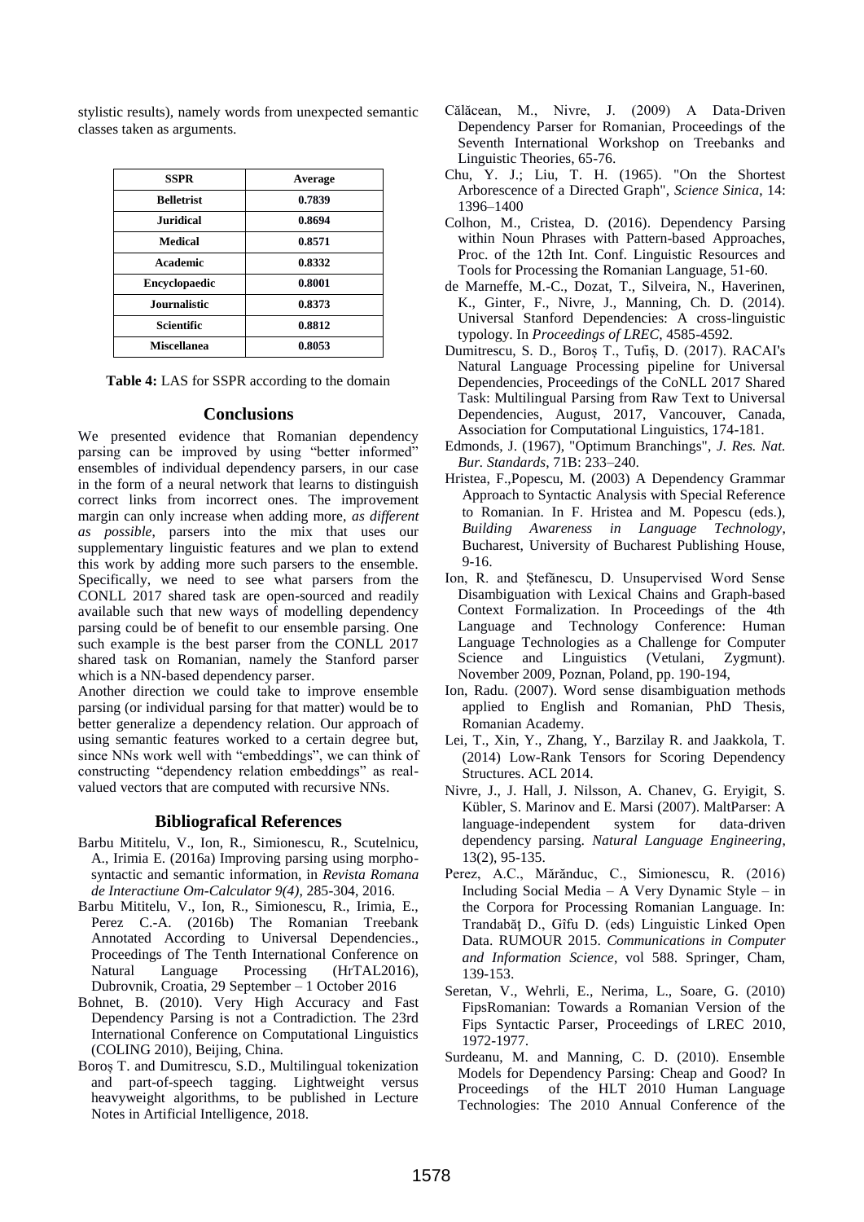stylistic results), namely words from unexpected semantic classes taken as arguments.

| SSPR | Average |
|---|---|
| Belletrist | 0.7839 |
| Juridical | 0.8694 |
| Medical | 0.8571 |
| Academic | 0.8332 |
| Encyclopaedic | 0.8001 |
| Journalistic | 0.8373 |
| Scientific | 0.8812 |
| Miscellanea | 0.8053 |

**Table 4:** LAS for SSPR according to the domain

## Conclusions

We presented evidence that Romanian dependency parsing can be improved by using "better informed" ensembles of individual dependency parsers, in our case in the form of a neural network that learns to distinguish correct links from incorrect ones. The improvement margin can only increase when adding more, *as different as possible*, parsers into the mix that uses our supplementary linguistic features and we plan to extend this work by adding more such parsers to the ensemble. Specifically, we need to see what parsers from the CONLL 2017 shared task are open-sourced and readily available such that new ways of modelling dependency parsing could be of benefit to our ensemble parsing. One such example is the best parser from the CONLL 2017 shared task on Romanian, namely the Stanford parser which is a NN-based dependency parser.

Another direction we could take to improve ensemble parsing (or individual parsing for that matter) would be to better generalize a dependency relation. Our approach of using semantic features worked to a certain degree but, since NNs work well with "embeddings", we can think of constructing "dependency relation embeddings" as real-valued vectors that are computed with recursive NNs.

## Bibliografical References

Barbu Mititelu, V., Ion, R., Simionescu, R., Scutelnicu, A., Irimia E. (2016a) Improving parsing using morpho-syntactic and semantic information, in *Revista Romana de Interactiune Om-Calculator 9(4)*, 285-304, 2016.

Barbu Mititelu, V., Ion, R., Simionescu, R., Irimia, E., Perez C.-A. (2016b) The Romanian Treebank Annotated According to Universal Dependencies., Proceedings of The Tenth International Conference on Natural Language Processing (HrTAL2016), Dubrovnik, Croatia, 29 September – 1 October 2016

Bohnet, B. (2010). Very High Accuracy and Fast Dependency Parsing is not a Contradiction. The 23rd International Conference on Computational Linguistics (COLING 2010), Beijing, China.

Boroș T. and Dumitrescu, S.D., Multilingual tokenization and part-of-speech tagging. Lightweight versus heavyweight algorithms, to be published in Lecture Notes in Artificial Intelligence, 2018.

Călăcean, M., Nivre, J. (2009) A Data-Driven Dependency Parser for Romanian, Proceedings of the Seventh International Workshop on Treebanks and Linguistic Theories, 65-76.

Chu, Y. J.; Liu, T. H. (1965). "On the Shortest Arborescence of a Directed Graph", *Science Sinica*, 14: 1396–1400

Colhon, M., Cristea, D. (2016). Dependency Parsing within Noun Phrases with Pattern-based Approaches, Proc. of the 12th Int. Conf. Linguistic Resources and Tools for Processing the Romanian Language, 51-60.

de Marneffe, M.-C., Dozat, T., Silveira, N., Haverinen, K., Ginter, F., Nivre, J., Manning, Ch. D. (2014). Universal Stanford Dependencies: A cross-linguistic typology. In *Proceedings of LREC*, 4585-4592.

Dumitrescu, S. D., Boroș T., Tufiș, D. (2017). RACAI's Natural Language Processing pipeline for Universal Dependencies, Proceedings of the CoNLL 2017 Shared Task: Multilingual Parsing from Raw Text to Universal Dependencies, August, 2017, Vancouver, Canada, Association for Computational Linguistics, 174-181.

Edmonds, J. (1967), "Optimum Branchings", *J. Res. Nat. Bur. Standards*, 71B: 233–240.

Hristea, F.,Popescu, M. (2003) A Dependency Grammar Approach to Syntactic Analysis with Special Reference to Romanian. In F. Hristea and M. Popescu (eds.), *Building Awareness in Language Technology*, Bucharest, University of Bucharest Publishing House, 9-16.

Ion, R. and Ștefănescu, D. Unsupervised Word Sense Disambiguation with Lexical Chains and Graph-based Context Formalization. In Proceedings of the 4th Language and Technology Conference: Human Language Technologies as a Challenge for Computer Science and Linguistics (Vetulani, Zygmunt). November 2009, Poznan, Poland, pp. 190-194,

Ion, Radu. (2007). Word sense disambiguation methods applied to English and Romanian, PhD Thesis, Romanian Academy.

Lei, T., Xin, Y., Zhang, Y., Barzilay R. and Jaakkola, T. (2014) Low-Rank Tensors for Scoring Dependency Structures. ACL 2014.

Nivre, J., J. Hall, J. Nilsson, A. Chanev, G. Eryigit, S. Kübler, S. Marinov and E. Marsi (2007). MaltParser: A language-independent system for data-driven dependency parsing. *Natural Language Engineering*, 13(2), 95-135.

Perez, A.C., Mărănduc, C., Simionescu, R. (2016) Including Social Media – A Very Dynamic Style – in the Corpora for Processing Romanian Language. In: Trandabăţ D., Gîfu D. (eds) Linguistic Linked Open Data. RUMOUR 2015. *Communications in Computer and Information Science*, vol 588. Springer, Cham, 139-153.

Seretan, V., Wehrli, E., Nerima, L., Soare, G. (2010) FipsRomanian: Towards a Romanian Version of the Fips Syntactic Parser, Proceedings of LREC 2010, 1972-1977.

Surdeanu, M. and Manning, C. D. (2010). Ensemble Models for Dependency Parsing: Cheap and Good? In Proceedings of the HLT 2010 Human Language Technologies: The 2010 Annual Conference of the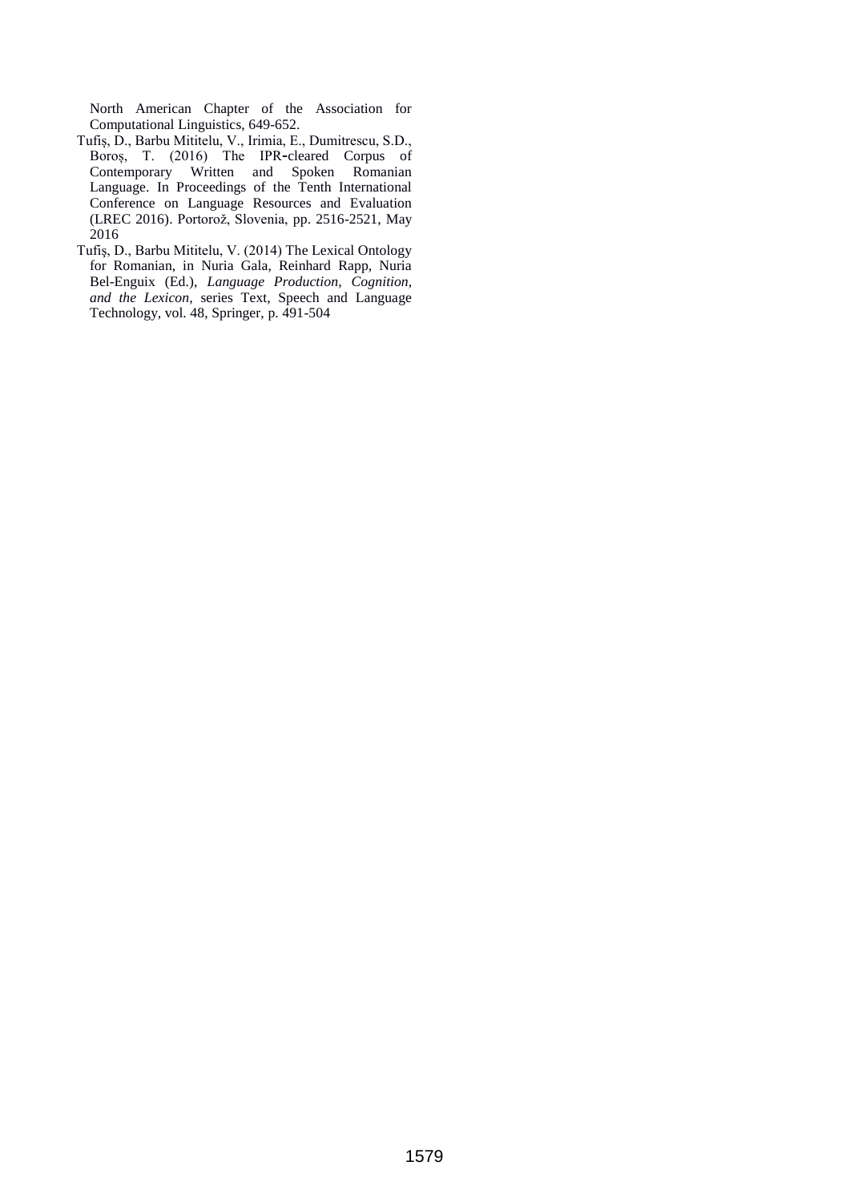North American Chapter of the Association for Computational Linguistics, 649-652.

Tufiș, D., Barbu Mititelu, V., Irimia, E., Dumitrescu, S.D., Boroș, T. (2016) The IPR-cleared Corpus of Contemporary Written and Spoken Romanian Language. In Proceedings of the Tenth International Conference on Language Resources and Evaluation (LREC 2016). Portorož, Slovenia, pp. 2516-2521, May 2016

Tufiș, D., Barbu Mititelu, V. (2014) The Lexical Ontology for Romanian, in Nuria Gala, Reinhard Rapp, Nuria Bel-Enguix (Ed.), *Language Production, Cognition, and the Lexicon*, series Text, Speech and Language Technology, vol. 48, Springer, p. 491-504